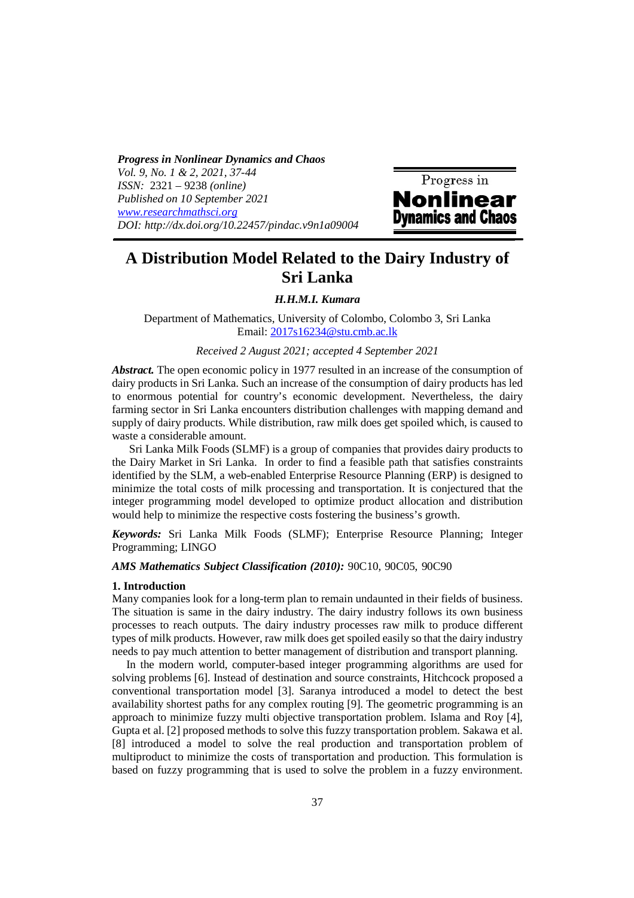# A Distribution Model Related to the Dairy Industry of Sri Lanka

***H.H.M.I. Kumara***

Department of Mathematics, University of Colombo, Colombo 3, Sri Lanka
Email: 2017s16234@stu.cmb.ac.lk

*Received 2 August 2021; accepted 4 September 2021*

***Abstract.*** The open economic policy in 1977 resulted in an increase of the consumption of dairy products in Sri Lanka. Such an increase of the consumption of dairy products has led to enormous potential for country's economic development. Nevertheless, the dairy farming sector in Sri Lanka encounters distribution challenges with mapping demand and supply of dairy products. While distribution, raw milk does get spoiled which, is caused to waste a considerable amount.

Sri Lanka Milk Foods (SLMF) is a group of companies that provides dairy products to the Dairy Market in Sri Lanka. In order to find a feasible path that satisfies constraints identified by the SLM, a web-enabled Enterprise Resource Planning (ERP) is designed to minimize the total costs of milk processing and transportation. It is conjectured that the integer programming model developed to optimize product allocation and distribution would help to minimize the respective costs fostering the business's growth.

***Keywords:*** Sri Lanka Milk Foods (SLMF); Enterprise Resource Planning; Integer Programming; LINGO

***AMS Mathematics Subject Classification (2010):*** 90C10, 90C05, 90C90

## 1. Introduction

Many companies look for a long-term plan to remain undaunted in their fields of business. The situation is same in the dairy industry. The dairy industry follows its own business processes to reach outputs. The dairy industry processes raw milk to produce different types of milk products. However, raw milk does get spoiled easily so that the dairy industry needs to pay much attention to better management of distribution and transport planning.

In the modern world, computer-based integer programming algorithms are used for solving problems [6]. Instead of destination and source constraints, Hitchcock proposed a conventional transportation model [3]. Saranya introduced a model to detect the best availability shortest paths for any complex routing [9]. The geometric programming is an approach to minimize fuzzy multi objective transportation problem. Islama and Roy [4], Gupta et al. [2] proposed methods to solve this fuzzy transportation problem. Sakawa et al. [8] introduced a model to solve the real production and transportation problem of multiproduct to minimize the costs of transportation and production. This formulation is based on fuzzy programming that is used to solve the problem in a fuzzy environment.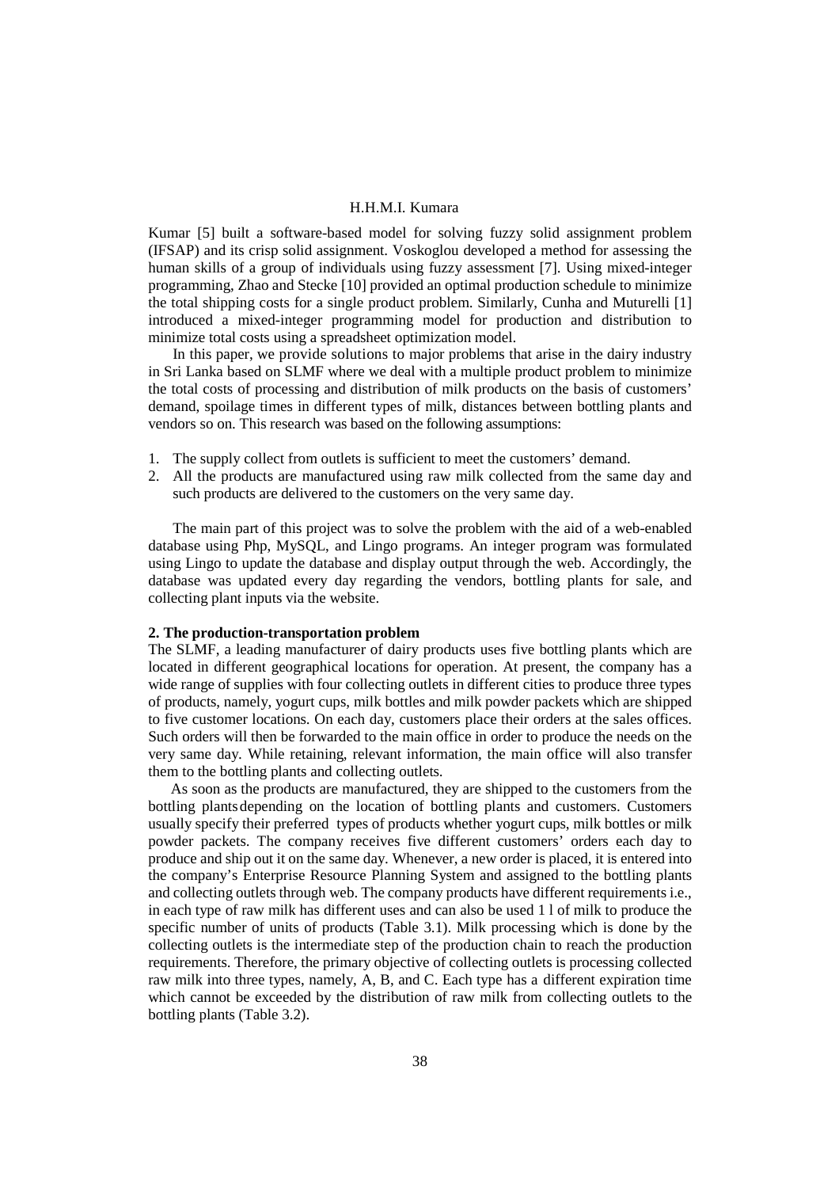Kumar [5] built a software-based model for solving fuzzy solid assignment problem (IFSAP) and its crisp solid assignment. Voskoglou developed a method for assessing the human skills of a group of individuals using fuzzy assessment [7]. Using mixed-integer programming, Zhao and Stecke [10] provided an optimal production schedule to minimize the total shipping costs for a single product problem. Similarly, Cunha and Muturelli [1] introduced a mixed-integer programming model for production and distribution to minimize total costs using a spreadsheet optimization model.

In this paper, we provide solutions to major problems that arise in the dairy industry in Sri Lanka based on SLMF where we deal with a multiple product problem to minimize the total costs of processing and distribution of milk products on the basis of customers' demand, spoilage times in different types of milk, distances between bottling plants and vendors so on. This research was based on the following assumptions:

1. The supply collect from outlets is sufficient to meet the customers' demand.
2. All the products are manufactured using raw milk collected from the same day and such products are delivered to the customers on the very same day.

The main part of this project was to solve the problem with the aid of a web-enabled database using Php, MySQL, and Lingo programs. An integer program was formulated using Lingo to update the database and display output through the web. Accordingly, the database was updated every day regarding the vendors, bottling plants for sale, and collecting plant inputs via the website.

## 2. The production-transportation problem

The SLMF, a leading manufacturer of dairy products uses five bottling plants which are located in different geographical locations for operation. At present, the company has a wide range of supplies with four collecting outlets in different cities to produce three types of products, namely, yogurt cups, milk bottles and milk powder packets which are shipped to five customer locations. On each day, customers place their orders at the sales offices. Such orders will then be forwarded to the main office in order to produce the needs on the very same day. While retaining, relevant information, the main office will also transfer them to the bottling plants and collecting outlets.

As soon as the products are manufactured, they are shipped to the customers from the bottling plants depending on the location of bottling plants and customers. Customers usually specify their preferred types of products whether yogurt cups, milk bottles or milk powder packets. The company receives five different customers' orders each day to produce and ship out it on the same day. Whenever, a new order is placed, it is entered into the company's Enterprise Resource Planning System and assigned to the bottling plants and collecting outlets through web. The company products have different requirements i.e., in each type of raw milk has different uses and can also be used 1 l of milk to produce the specific number of units of products (Table 3.1). Milk processing which is done by the collecting outlets is the intermediate step of the production chain to reach the production requirements. Therefore, the primary objective of collecting outlets is processing collected raw milk into three types, namely, A, B, and C. Each type has a different expiration time which cannot be exceeded by the distribution of raw milk from collecting outlets to the bottling plants (Table 3.2).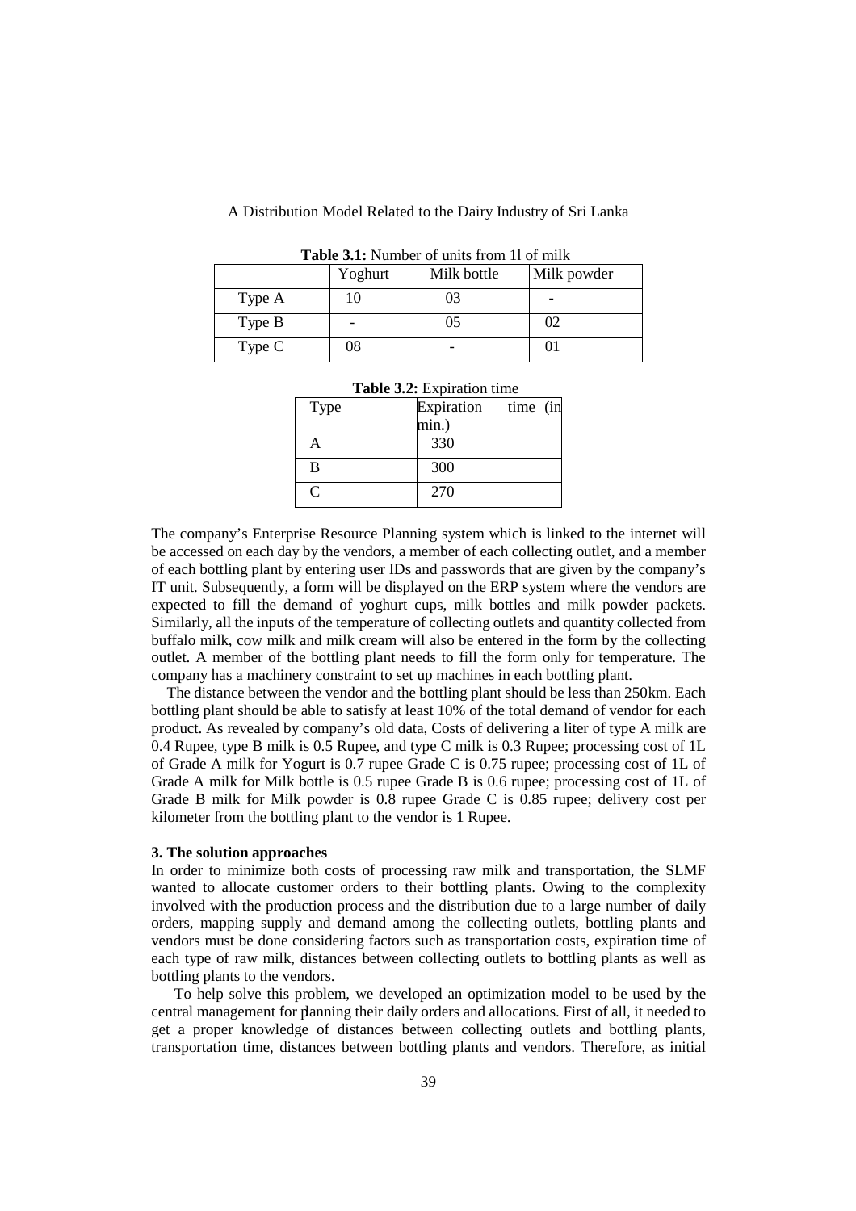**Table 3.1:** Number of units from 1l of milk

| | Yoghurt | Milk bottle | Milk powder |
|---|---|---|---|
| Type A | 10 | 03 | - |
| Type B | - | 05 | 02 |
| Type C | 08 | - | 01 |

**Table 3.2:** Expiration time

| Type | Expiration time (in min.) |
|---|---|
| A | 330 |
| B | 300 |
| C | 270 |

The company's Enterprise Resource Planning system which is linked to the internet will be accessed on each day by the vendors, a member of each collecting outlet, and a member of each bottling plant by entering user IDs and passwords that are given by the company's IT unit. Subsequently, a form will be displayed on the ERP system where the vendors are expected to fill the demand of yoghurt cups, milk bottles and milk powder packets. Similarly, all the inputs of the temperature of collecting outlets and quantity collected from buffalo milk, cow milk and milk cream will also be entered in the form by the collecting outlet. A member of the bottling plant needs to fill the form only for temperature. The company has a machinery constraint to set up machines in each bottling plant.

The distance between the vendor and the bottling plant should be less than 250km. Each bottling plant should be able to satisfy at least 10% of the total demand of vendor for each product. As revealed by company's old data, Costs of delivering a liter of type A milk are 0.4 Rupee, type B milk is 0.5 Rupee, and type C milk is 0.3 Rupee; processing cost of 1L of Grade A milk for Yogurt is 0.7 rupee Grade C is 0.75 rupee; processing cost of 1L of Grade A milk for Milk bottle is 0.5 rupee Grade B is 0.6 rupee; processing cost of 1L of Grade B milk for Milk powder is 0.8 rupee Grade C is 0.85 rupee; delivery cost per kilometer from the bottling plant to the vendor is 1 Rupee.

## 3. The solution approaches

In order to minimize both costs of processing raw milk and transportation, the SLMF wanted to allocate customer orders to their bottling plants. Owing to the complexity involved with the production process and the distribution due to a large number of daily orders, mapping supply and demand among the collecting outlets, bottling plants and vendors must be done considering factors such as transportation costs, expiration time of each type of raw milk, distances between collecting outlets to bottling plants as well as bottling plants to the vendors.

To help solve this problem, we developed an optimization model to be used by the central management for planning their daily orders and allocations. First of all, it needed to get a proper knowledge of distances between collecting outlets and bottling plants, transportation time, distances between bottling plants and vendors. Therefore, as initial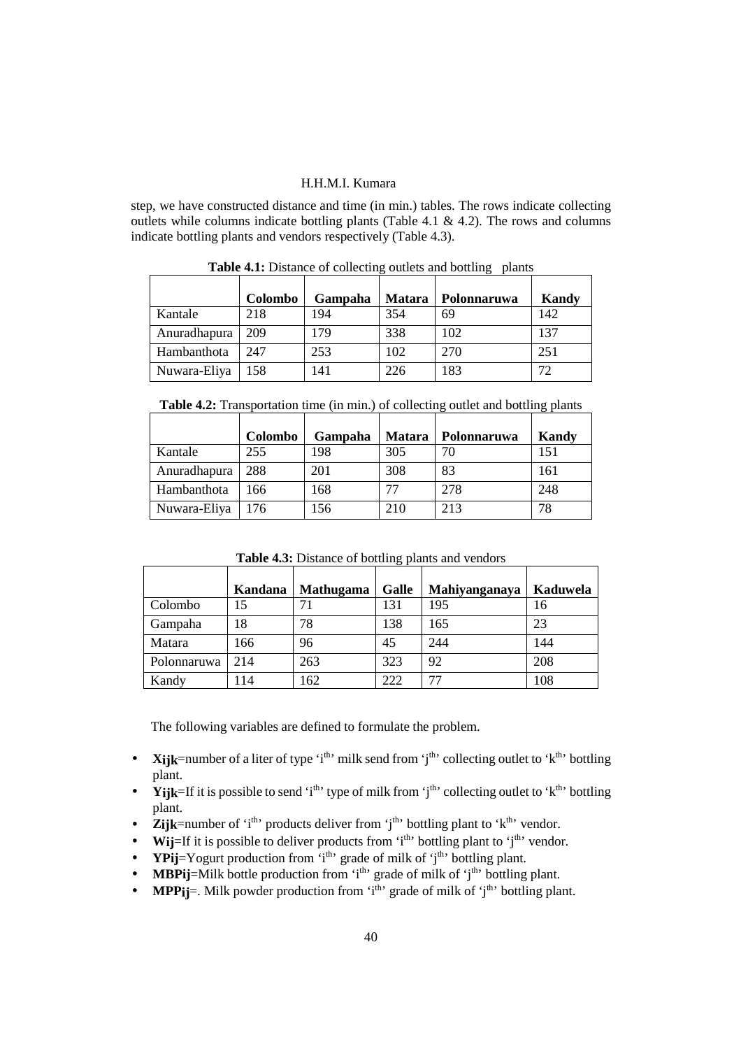step, we have constructed distance and time (in min.) tables. The rows indicate collecting outlets while columns indicate bottling plants (Table 4.1 & 4.2). The rows and columns indicate bottling plants and vendors respectively (Table 4.3).

**Table 4.1:** Distance of collecting outlets and bottling plants

| | Colombo | Gampaha | Matara | Polonnaruwa | Kandy |
|---|---|---|---|---|---|
| Kantale | 218 | 194 | 354 | 69 | 142 |
| Anuradhapura | 209 | 179 | 338 | 102 | 137 |
| Hambanthota | 247 | 253 | 102 | 270 | 251 |
| Nuwara-Eliya | 158 | 141 | 226 | 183 | 72 |

**Table 4.2:** Transportation time (in min.) of collecting outlet and bottling plants

| | Colombo | Gampaha | Matara | Polonnaruwa | Kandy |
|---|---|---|---|---|---|
| Kantale | 255 | 198 | 305 | 70 | 151 |
| Anuradhapura | 288 | 201 | 308 | 83 | 161 |
| Hambanthota | 166 | 168 | 77 | 278 | 248 |
| Nuwara-Eliya | 176 | 156 | 210 | 213 | 78 |

**Table 4.3:** Distance of bottling plants and vendors

| | Kandana | Mathugama | Galle | Mahiyanganaya | Kaduwela |
|---|---|---|---|---|---|
| Colombo | 15 | 71 | 131 | 195 | 16 |
| Gampaha | 18 | 78 | 138 | 165 | 23 |
| Matara | 166 | 96 | 45 | 244 | 144 |
| Polonnaruwa | 214 | 263 | 323 | 92 | 208 |
| Kandy | 114 | 162 | 222 | 77 | 108 |

The following variables are defined to formulate the problem.

- $X_{ijk}$=number of a liter of type 'i$^{th}$' milk send from 'j$^{th}$' collecting outlet to 'k$^{th}$' bottling plant.
- $Y_{ijk}$=If it is possible to send 'i$^{th}$' type of milk from 'j$^{th}$' collecting outlet to 'k$^{th}$' bottling plant.
- $Z_{ijk}$=number of 'i$^{th}$' products deliver from 'j$^{th}$' bottling plant to 'k$^{th}$' vendor.
- $W_{ij}$=If it is possible to deliver products from 'i$^{th}$' bottling plant to 'j$^{th}$' vendor.
- $YP_{ij}$=Yogurt production from 'i$^{th}$' grade of milk of 'j$^{th}$' bottling plant.
- $MBP_{ij}$=Milk bottle production from 'i$^{th}$' grade of milk of 'j$^{th}$' bottling plant.
- $MPP_{ij}$=. Milk powder production from 'i$^{th}$' grade of milk of 'j$^{th}$' bottling plant.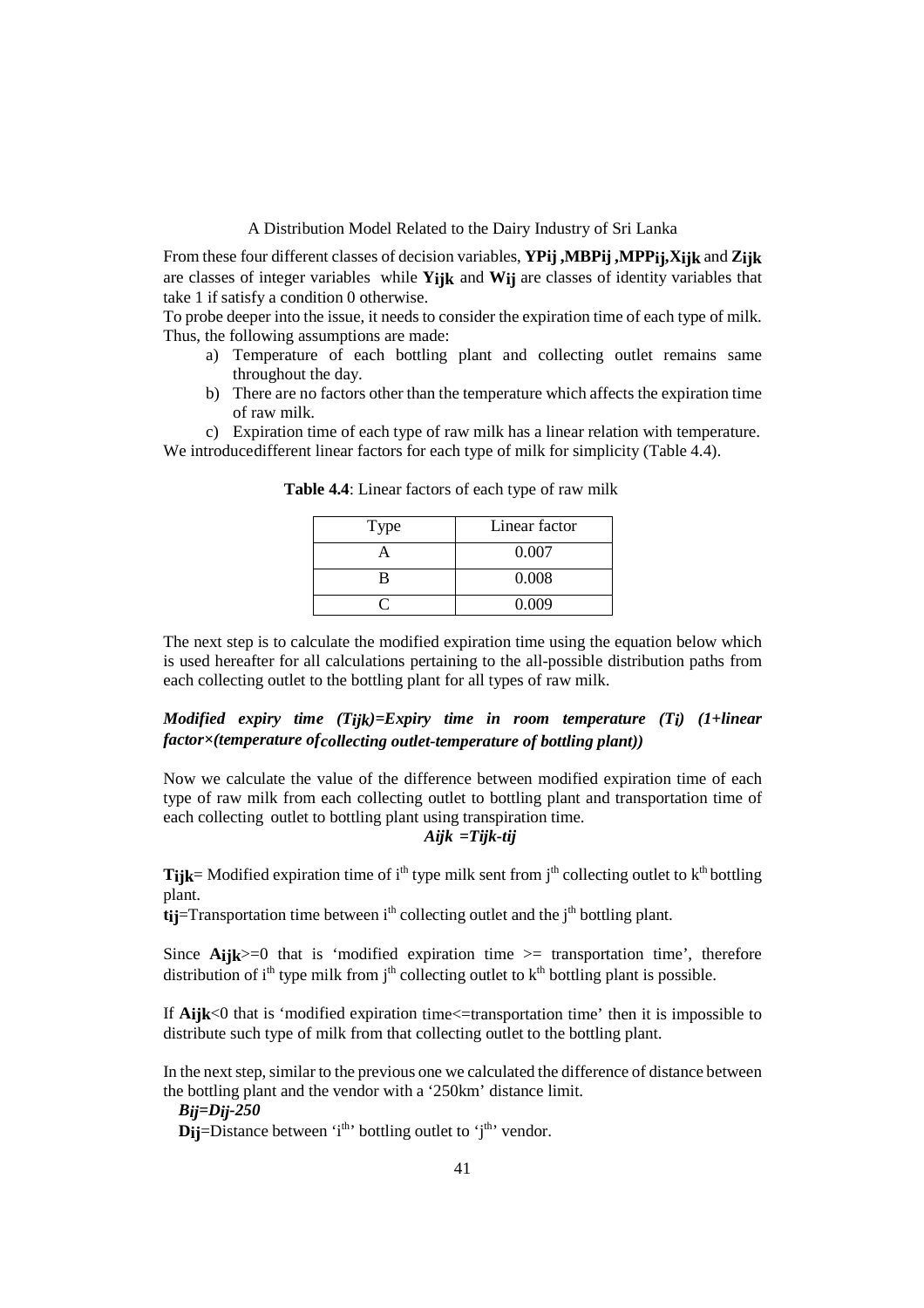From these four different classes of decision variables, **$YP_{ij}$, $MBP_{ij}$, $MPP_{ij}$, $X_{ijk}$** and **$Z_{ijk}$** are classes of integer variables while **$Y_{ijk}$** and **$W_{ij}$** are classes of identity variables that take 1 if satisfy a condition 0 otherwise.

To probe deeper into the issue, it needs to consider the expiration time of each type of milk. Thus, the following assumptions are made:

a) Temperature of each bottling plant and collecting outlet remains same throughout the day.
b) There are no factors other than the temperature which affects the expiration time of raw milk.
c) Expiration time of each type of raw milk has a linear relation with temperature.

We introducedifferent linear factors for each type of milk for simplicity (Table 4.4).

**Table 4.4**: Linear factors of each type of raw milk

| Type | Linear factor |
|---|---|
| A | 0.007 |
| B | 0.008 |
| C | 0.009 |

The next step is to calculate the modified expiration time using the equation below which is used hereafter for all calculations pertaining to the all-possible distribution paths from each collecting outlet to the bottling plant for all types of raw milk.

***Modified expiry time ($T_{ijk}$)=Expiry time in room temperature ($T_i$) (1+linear factor×(temperature of collecting outlet-temperature of bottling plant))***

Now we calculate the value of the difference between modified expiration time of each type of raw milk from each collecting outlet to bottling plant and transportation time of each collecting outlet to bottling plant using transpiration time.

$$A_{ijk} = T_{ijk} - t_{ij}$$

**$T_{ijk}$**= Modified expiration time of i[th] type milk sent from j[th] collecting outlet to k[th] bottling plant.

**$t_{ij}$**=Transportation time between i[th] collecting outlet and the j[th] bottling plant.

Since **$A_{ijk}$**>=0 that is 'modified expiration time >= transportation time', therefore distribution of i[th] type milk from j[th] collecting outlet to k[th] bottling plant is possible.

If **$A_{ijk}$**<0 that is 'modified expiration time<=transportation time' then it is impossible to distribute such type of milk from that collecting outlet to the bottling plant.

In the next step, similar to the previous one we calculated the difference of distance between the bottling plant and the vendor with a '250km' distance limit.

$$B_{ij} = D_{ij} - 250$$

**$D_{ij}$**=Distance between 'i[th]' bottling outlet to 'j[th]' vendor.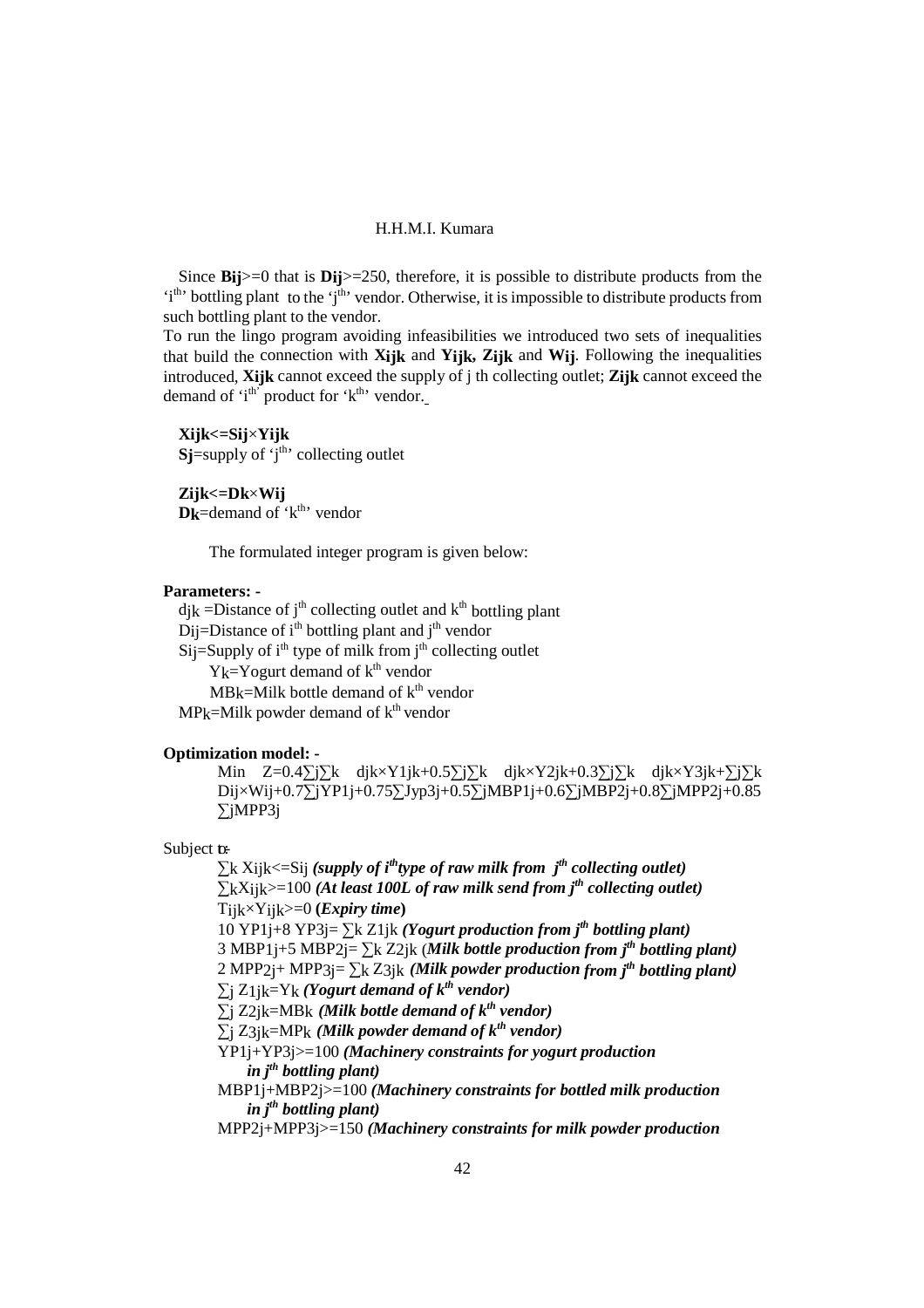Since **$B_{ij}>=0$** that is **$D_{ij}>=250$**, therefore, it is possible to distribute products from the '$i^{th}$' bottling plant to the '$j^{th}$' vendor. Otherwise, it is impossible to distribute products from such bottling plant to the vendor.

To run the lingo program avoiding infeasibilities we introduced two sets of inequalities that build the connection with **$X_{ijk}$** and **$Y_{ijk}$, $Z_{ijk}$** and **$W_{ij}$**. Following the inequalities introduced, **$X_{ijk}$** cannot exceed the supply of j th collecting outlet; **$Z_{ijk}$** cannot exceed the demand of '$i^{th}$' product for '$k^{th}$' vendor.

**$X_{ijk}<=S_{ij}\times Y_{ijk}$**

**$S_j$**=supply of '$j^{th}$' collecting outlet

**$Z_{ijk}<=D_k\times W_{ij}$**

**$D_k$**=demand of '$k^{th}$' vendor

The formulated integer program is given below:

**Parameters: -**

$d_{jk}$ =Distance of $j^{th}$ collecting outlet and $k^{th}$ bottling plant

$D_{ij}$=Distance of $i^{th}$ bottling plant and $j^{th}$ vendor

$S_{ij}$=Supply of $i^{th}$ type of milk from $j^{th}$ collecting outlet

$Y_k$=Yogurt demand of $k^{th}$ vendor

$MB_k$=Milk bottle demand of $k^{th}$ vendor

$MP_k$=Milk powder demand of $k^{th}$ vendor

**Optimization model: -**

$$\text{Min } Z=0.4\sum_j\sum_k d_{jk}\times Y1_{jk}+0.5\sum_j\sum_k d_{jk}\times Y2_{jk}+0.3\sum_j\sum_k d_{jk}\times Y3_{jk}+\sum_j\sum_k D_{ij}\times W_{ij}+0.7\sum_j YP1_j+0.75\sum_J yp3_j+0.5\sum_j MBP1_j+0.6\sum_j MBP2_j+0.8\sum_j MPP2_j+0.85\sum_j MPP3_j$$

Subject to:-

$\sum_k X_{ijk}<=S_{ij}$ ***(supply of $i^{th}$ type of raw milk from $j^{th}$ collecting outlet)***

$\sum_k X_{ijk}>=100$ ***(At least 100L of raw milk send from $j^{th}$ collecting outlet)***

$T_{ijk}\times Y_{ijk}>=0$ **(*Expiry time*)**

$10\ YP1_j+8\ YP3_j= \sum_k Z1_{jk}$ ***(Yogurt production from $j^{th}$ bottling plant)***

$3\ MBP1_j+5\ MBP2_j= \sum_k Z2_{jk}$ (***Milk bottle production from $j^{th}$ bottling plant)***

$2\ MPP2_j+ MPP3_j= \sum_k Z3_{jk}$ ***(Milk powder production from $j^{th}$ bottling plant)***

$\sum_j Z1_{jk}=Y_k$ ***(Yogurt demand of $k^{th}$ vendor)***

$\sum_j Z2_{jk}=MB_k$ ***(Milk bottle demand of $k^{th}$ vendor)***

$\sum_j Z3_{jk}=MP_k$ ***(Milk powder demand of $k^{th}$ vendor)***

$YP1_j+YP3_j>=100$ ***(Machinery constraints for yogurt production in $j^{th}$ bottling plant)***

$MBP1_j+MBP2_j>=100$ ***(Machinery constraints for bottled milk production in $j^{th}$ bottling plant)***

$MPP2_j+MPP3_j>=150$ ***(Machinery constraints for milk powder production***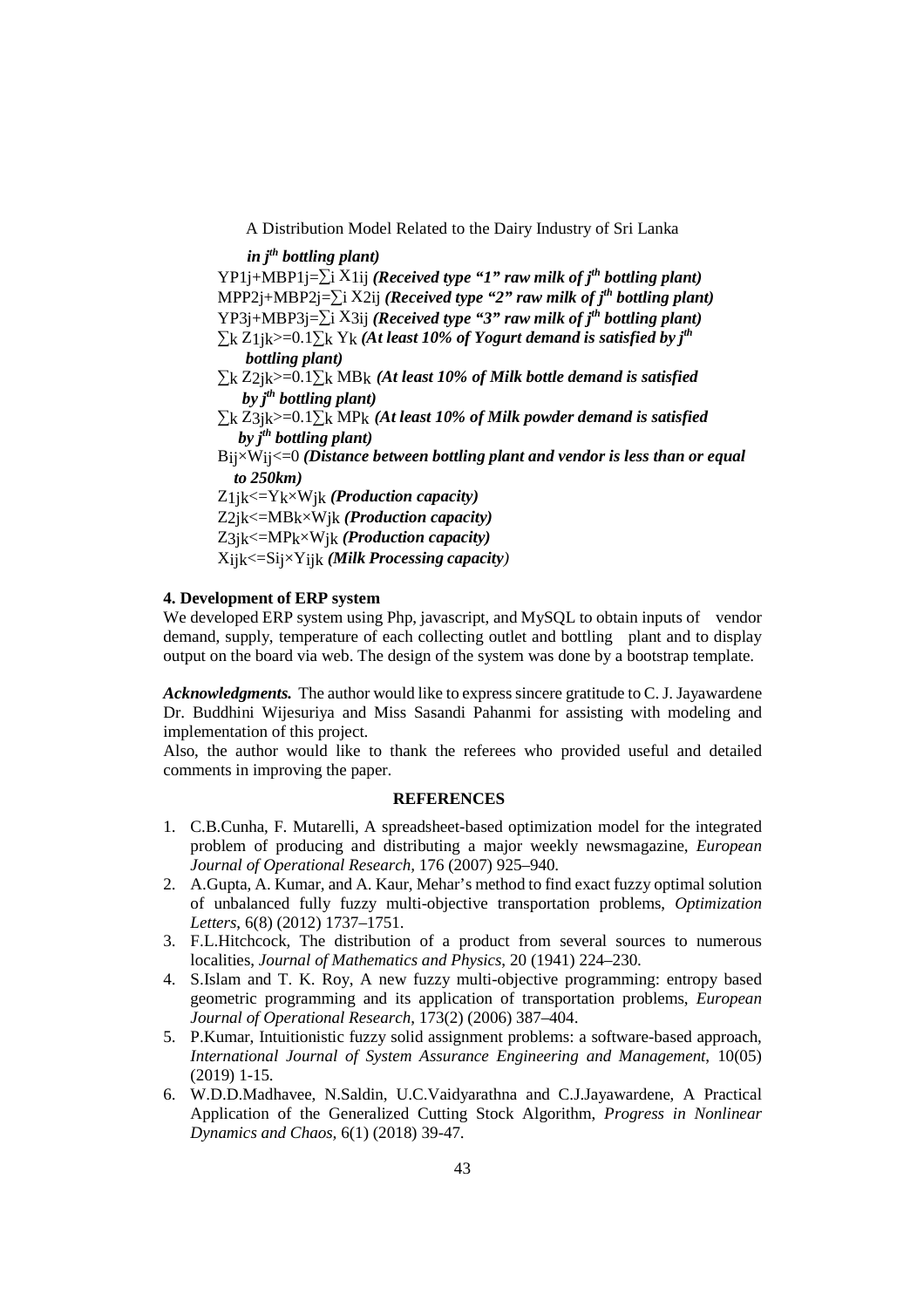*in $j^{th}$ bottling plant)*

$YP1_j+MBP1_j=\sum_i X1_{ij}$ ***(Received type "1" raw milk of $j^{th}$ bottling plant)***

$MPP2_j+MBP2_j=\sum_i X2_{ij}$ ***(Received type "2" raw milk of $j^{th}$ bottling plant)***

$YP3_j+MBP3_j=\sum_i X3_{ij}$ ***(Received type "3" raw milk of $j^{th}$ bottling plant)***

$\sum_k Z_{1jk}>=0.1\sum_k Y_k$ ***(At least 10% of Yogurt demand is satisfied by $j^{th}$ bottling plant)***

$\sum_k Z_{2jk}>=0.1\sum_k MB_k$ ***(At least 10% of Milk bottle demand is satisfied by $j^{th}$ bottling plant)***

$\sum_k Z_{3jk}>=0.1\sum_k MP_k$ ***(At least 10% of Milk powder demand is satisfied by $j^{th}$ bottling plant)***

$B_{ij}\times W_{ij}<=0$ ***(Distance between bottling plant and vendor is less than or equal to 250km)***

$Z_{1jk}<=Y_k\times W_{jk}$ ***(Production capacity)***

$Z_{2jk}<=MB_k\times W_{jk}$ ***(Production capacity)***

$Z_{3jk}<=MP_k\times W_{jk}$ ***(Production capacity)***

$X_{ijk}<=S_{ij}\times Y_{ijk}$ ***(Milk Processing capacity)***

## 4. Development of ERP system

We developed ERP system using Php, javascript, and MySQL to obtain inputs of vendor demand, supply, temperature of each collecting outlet and bottling plant and to display output on the board via web. The design of the system was done by a bootstrap template.

***Acknowledgments.*** The author would like to express sincere gratitude to C. J. Jayawardene Dr. Buddhini Wijesuriya and Miss Sasandi Pahanmi for assisting with modeling and implementation of this project.

Also, the author would like to thank the referees who provided useful and detailed comments in improving the paper.

## REFERENCES

1. C.B.Cunha, F. Mutarelli, A spreadsheet-based optimization model for the integrated problem of producing and distributing a major weekly newsmagazine, *European Journal of Operational Research,* 176 (2007) 925–940.
2. A.Gupta, A. Kumar, and A. Kaur, Mehar's method to find exact fuzzy optimal solution of unbalanced fully fuzzy multi-objective transportation problems, *Optimization Letters*, 6(8) (2012) 1737–1751.
3. F.L.Hitchcock, The distribution of a product from several sources to numerous localities, *Journal of Mathematics and Physics*, 20 (1941) 224–230.
4. S.Islam and T. K. Roy, A new fuzzy multi-objective programming: entropy based geometric programming and its application of transportation problems, *European Journal of Operational Research*, 173(2) (2006) 387–404.
5. P.Kumar, Intuitionistic fuzzy solid assignment problems: a software-based approach, *International Journal of System Assurance Engineering and Management*, 10(05) (2019) 1-15.
6. W.D.D.Madhavee, N.Saldin, U.C.Vaidyarathna and C.J.Jayawardene, A Practical Application of the Generalized Cutting Stock Algorithm, *Progress in Nonlinear Dynamics and Chaos,* 6(1) (2018) 39-47.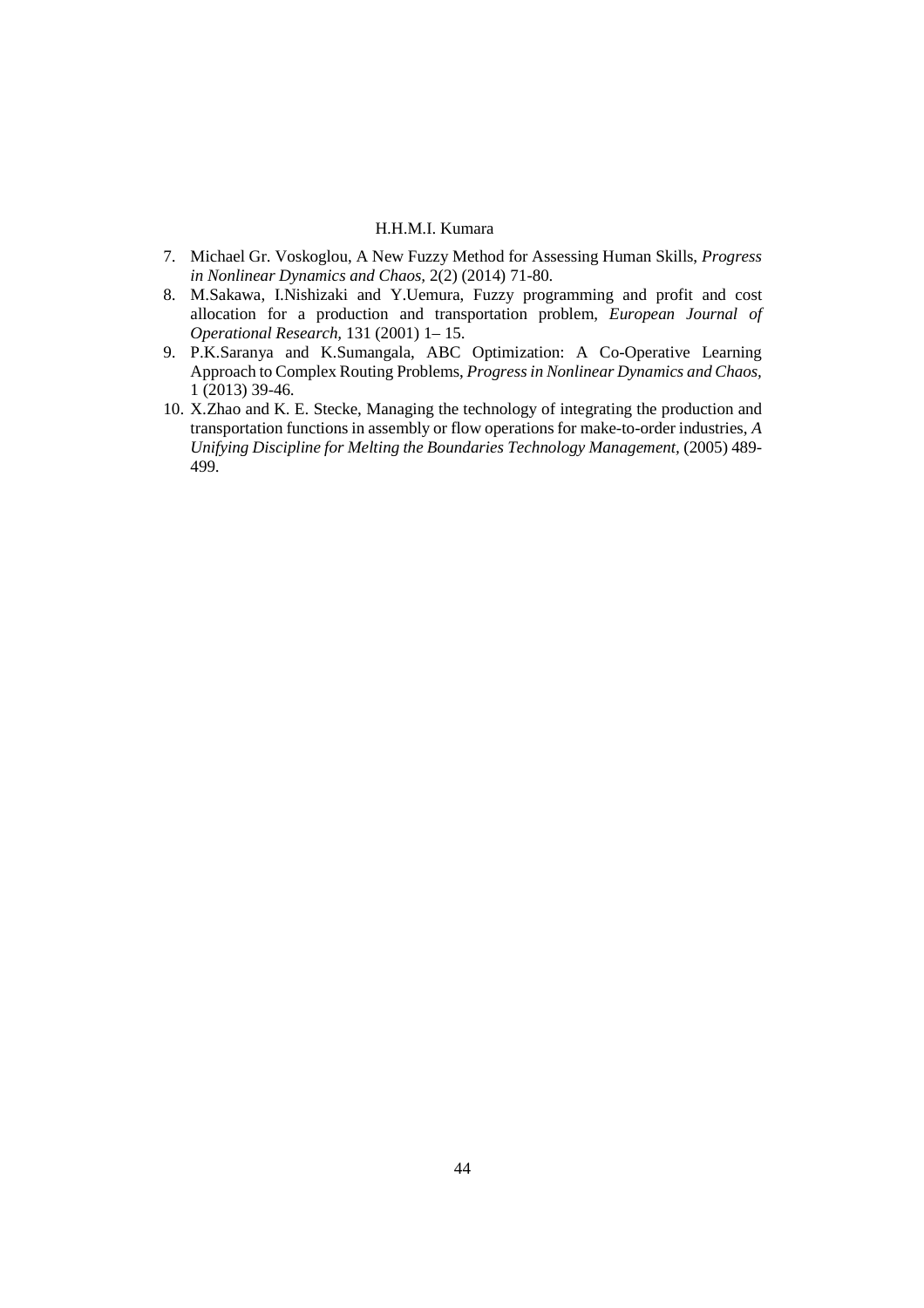7. Michael Gr. Voskoglou, A New Fuzzy Method for Assessing Human Skills, *Progress in Nonlinear Dynamics and Chaos*, 2(2) (2014) 71-80.
8. M.Sakawa, I.Nishizaki and Y.Uemura, Fuzzy programming and profit and cost allocation for a production and transportation problem, *European Journal of Operational Research*, 131 (2001) 1– 15.
9. P.K.Saranya and K.Sumangala, ABC Optimization: A Co-Operative Learning Approach to Complex Routing Problems, *Progress in Nonlinear Dynamics and Chaos*, 1 (2013) 39-46.
10. X.Zhao and K. E. Stecke, Managing the technology of integrating the production and transportation functions in assembly or flow operations for make-to-order industries, *A Unifying Discipline for Melting the Boundaries Technology Management*, (2005) 489-499.